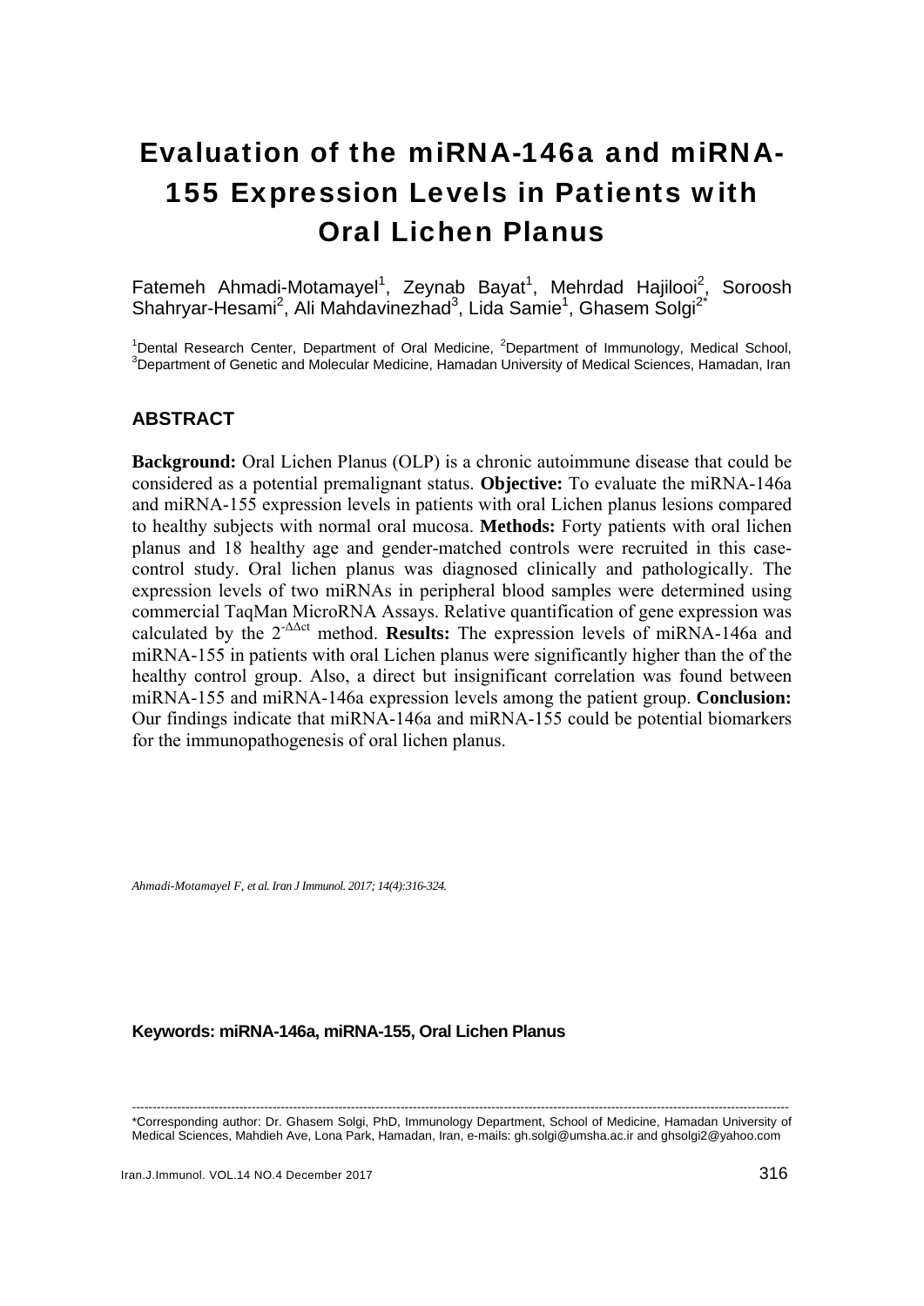# Evaluation of the miRNA-146a and miRNA-155 Expression Levels in Patients with Oral Lichen Planus

Fatemeh Ahmadi-Motamayel[1], Zeynab Bayat[1], Mehrdad Hajilooi[2], Soroosh Shahryar-Hesami[2], Ali Mahdavinezhad[3], Lida Samie[1], Ghasem Solgi[2*]

[1]Dental Research Center, Department of Oral Medicine, [2]Department of Immunology, Medical School, [3]Department of Genetic and Molecular Medicine, Hamadan University of Medical Sciences, Hamadan, Iran

## ABSTRACT

**Background:** Oral Lichen Planus (OLP) is a chronic autoimmune disease that could be considered as a potential premalignant status. **Objective:** To evaluate the miRNA-146a and miRNA-155 expression levels in patients with oral Lichen planus lesions compared to healthy subjects with normal oral mucosa. **Methods:** Forty patients with oral lichen planus and 18 healthy age and gender-matched controls were recruited in this case-control study. Oral lichen planus was diagnosed clinically and pathologically. The expression levels of two miRNAs in peripheral blood samples were determined using commercial TaqMan MicroRNA Assays. Relative quantification of gene expression was calculated by the $2^{-\Delta\Delta ct}$ method. **Results:** The expression levels of miRNA-146a and miRNA-155 in patients with oral Lichen planus were significantly higher than the of the healthy control group. Also, a direct but insignificant correlation was found between miRNA-155 and miRNA-146a expression levels among the patient group. **Conclusion:** Our findings indicate that miRNA-146a and miRNA-155 could be potential biomarkers for the immunopathogenesis of oral lichen planus.

*Ahmadi-Motamayel F, et al. Iran J Immunol. 2017; 14(4):316-324.*

**Keywords: miRNA-146a, miRNA-155, Oral Lichen Planus**

---

*Corresponding author: Dr. Ghasem Solgi, PhD, Immunology Department, School of Medicine, Hamadan University of Medical Sciences, Mahdieh Ave, Lona Park, Hamadan, Iran, e-mails: gh.solgi@umsha.ac.ir and ghsolgi2@yahoo.com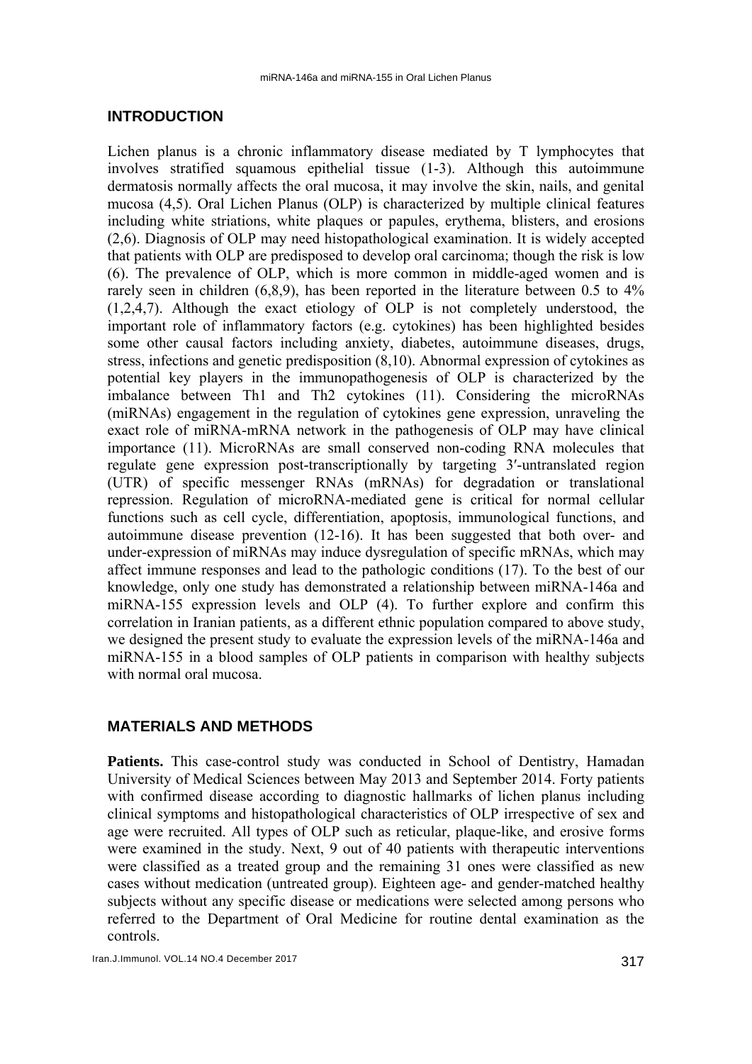## INTRODUCTION

Lichen planus is a chronic inflammatory disease mediated by T lymphocytes that involves stratified squamous epithelial tissue (1-3). Although this autoimmune dermatosis normally affects the oral mucosa, it may involve the skin, nails, and genital mucosa (4,5). Oral Lichen Planus (OLP) is characterized by multiple clinical features including white striations, white plaques or papules, erythema, blisters, and erosions (2,6). Diagnosis of OLP may need histopathological examination. It is widely accepted that patients with OLP are predisposed to develop oral carcinoma; though the risk is low (6). The prevalence of OLP, which is more common in middle-aged women and is rarely seen in children (6,8,9), has been reported in the literature between 0.5 to 4% (1,2,4,7). Although the exact etiology of OLP is not completely understood, the important role of inflammatory factors (e.g. cytokines) has been highlighted besides some other causal factors including anxiety, diabetes, autoimmune diseases, drugs, stress, infections and genetic predisposition (8,10). Abnormal expression of cytokines as potential key players in the immunopathogenesis of OLP is characterized by the imbalance between Th1 and Th2 cytokines (11). Considering the microRNAs (miRNAs) engagement in the regulation of cytokines gene expression, unraveling the exact role of miRNA-mRNA network in the pathogenesis of OLP may have clinical importance (11). MicroRNAs are small conserved non-coding RNA molecules that regulate gene expression post-transcriptionally by targeting 3′-untranslated region (UTR) of specific messenger RNAs (mRNAs) for degradation or translational repression. Regulation of microRNA-mediated gene is critical for normal cellular functions such as cell cycle, differentiation, apoptosis, immunological functions, and autoimmune disease prevention (12-16). It has been suggested that both over- and under-expression of miRNAs may induce dysregulation of specific mRNAs, which may affect immune responses and lead to the pathologic conditions (17). To the best of our knowledge, only one study has demonstrated a relationship between miRNA-146a and miRNA-155 expression levels and OLP (4). To further explore and confirm this correlation in Iranian patients, as a different ethnic population compared to above study, we designed the present study to evaluate the expression levels of the miRNA-146a and miRNA-155 in a blood samples of OLP patients in comparison with healthy subjects with normal oral mucosa.

## MATERIALS AND METHODS

**Patients.** This case-control study was conducted in School of Dentistry, Hamadan University of Medical Sciences between May 2013 and September 2014. Forty patients with confirmed disease according to diagnostic hallmarks of lichen planus including clinical symptoms and histopathological characteristics of OLP irrespective of sex and age were recruited. All types of OLP such as reticular, plaque-like, and erosive forms were examined in the study. Next, 9 out of 40 patients with therapeutic interventions were classified as a treated group and the remaining 31 ones were classified as new cases without medication (untreated group). Eighteen age- and gender-matched healthy subjects without any specific disease or medications were selected among persons who referred to the Department of Oral Medicine for routine dental examination as the controls.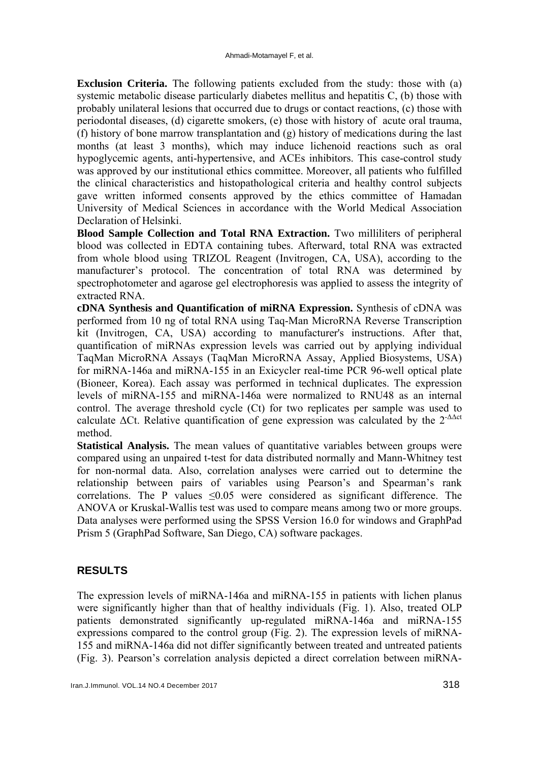**Exclusion Criteria.** The following patients excluded from the study: those with (a) systemic metabolic disease particularly diabetes mellitus and hepatitis C, (b) those with probably unilateral lesions that occurred due to drugs or contact reactions, (c) those with periodontal diseases, (d) cigarette smokers, (e) those with history of acute oral trauma, (f) history of bone marrow transplantation and (g) history of medications during the last months (at least 3 months), which may induce lichenoid reactions such as oral hypoglycemic agents, anti-hypertensive, and ACEs inhibitors. This case-control study was approved by our institutional ethics committee. Moreover, all patients who fulfilled the clinical characteristics and histopathological criteria and healthy control subjects gave written informed consents approved by the ethics committee of Hamadan University of Medical Sciences in accordance with the World Medical Association Declaration of Helsinki.

**Blood Sample Collection and Total RNA Extraction.** Two milliliters of peripheral blood was collected in EDTA containing tubes. Afterward, total RNA was extracted from whole blood using TRIZOL Reagent (Invitrogen, CA, USA), according to the manufacturer's protocol. The concentration of total RNA was determined by spectrophotometer and agarose gel electrophoresis was applied to assess the integrity of extracted RNA.

**cDNA Synthesis and Quantification of miRNA Expression.** Synthesis of cDNA was performed from 10 ng of total RNA using Taq-Man MicroRNA Reverse Transcription kit (Invitrogen, CA, USA) according to manufacturer's instructions. After that, quantification of miRNAs expression levels was carried out by applying individual TaqMan MicroRNA Assays (TaqMan MicroRNA Assay, Applied Biosystems, USA) for miRNA-146a and miRNA-155 in an Exicycler real-time PCR 96-well optical plate (Bioneer, Korea). Each assay was performed in technical duplicates. The expression levels of miRNA-155 and miRNA-146a were normalized to RNU48 as an internal control. The average threshold cycle (Ct) for two replicates per sample was used to calculate ΔCt. Relative quantification of gene expression was calculated by the $2^{-\Delta\Delta ct}$ method.

**Statistical Analysis.** The mean values of quantitative variables between groups were compared using an unpaired t-test for data distributed normally and Mann-Whitney test for non-normal data. Also, correlation analyses were carried out to determine the relationship between pairs of variables using Pearson's and Spearman's rank correlations. The P values $\leq 0.05$ were considered as significant difference. The ANOVA or Kruskal-Wallis test was used to compare means among two or more groups. Data analyses were performed using the SPSS Version 16.0 for windows and GraphPad Prism 5 (GraphPad Software, San Diego, CA) software packages.

## RESULTS

The expression levels of miRNA-146a and miRNA-155 in patients with lichen planus were significantly higher than that of healthy individuals (Fig. 1). Also, treated OLP patients demonstrated significantly up-regulated miRNA-146a and miRNA-155 expressions compared to the control group (Fig. 2). The expression levels of miRNA-155 and miRNA-146a did not differ significantly between treated and untreated patients (Fig. 3). Pearson's correlation analysis depicted a direct correlation between miRNA-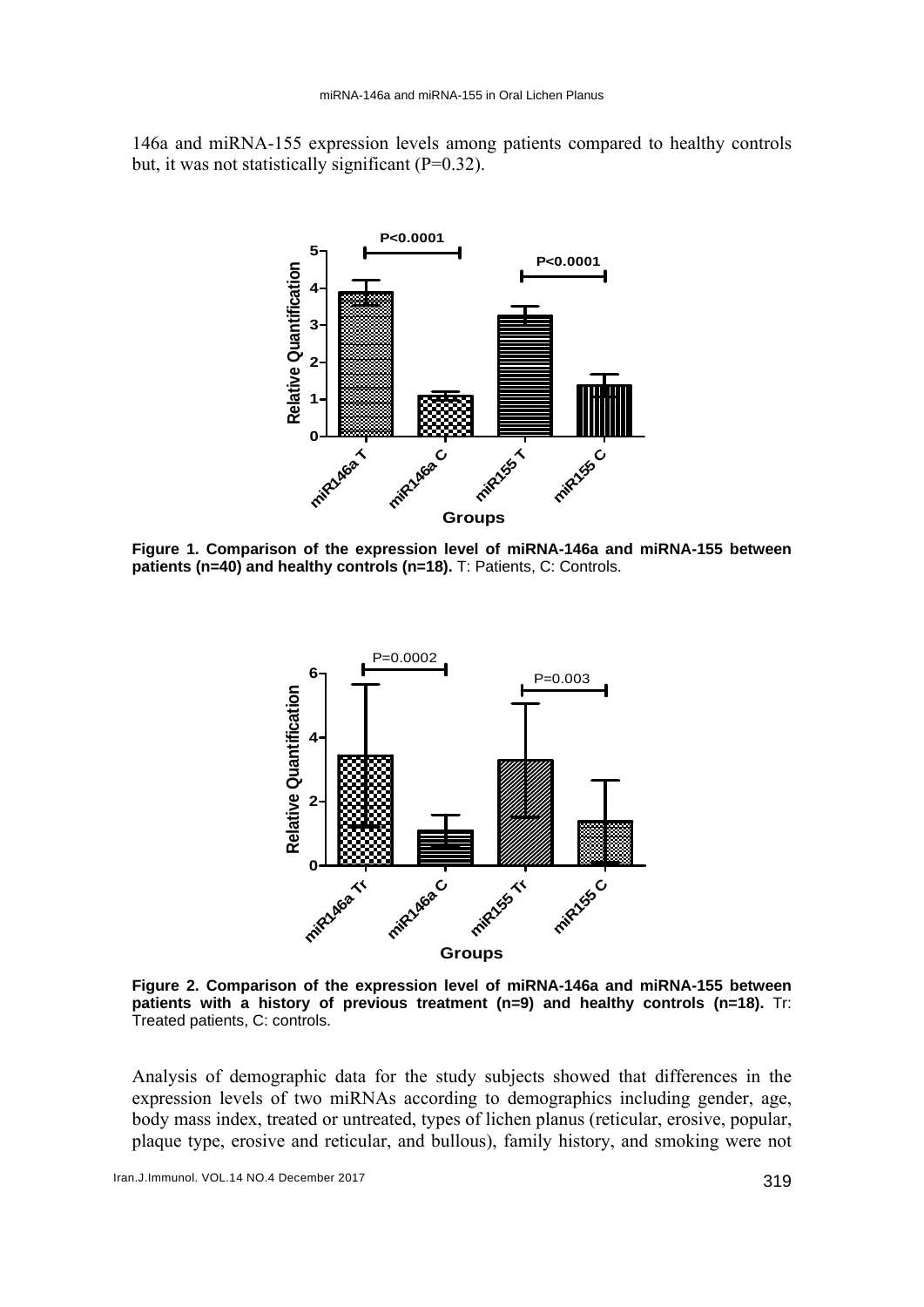146a and miRNA-155 expression levels among patients compared to healthy controls but, it was not statistically significant (P=0.32).

**Figure 1. Comparison of the expression level of miRNA-146a and miRNA-155 between patients (n=40) and healthy controls (n=18).** T: Patients, C: Controls.

**Figure 2. Comparison of the expression level of miRNA-146a and miRNA-155 between patients with a history of previous treatment (n=9) and healthy controls (n=18).** Tr: Treated patients, C: controls.

Analysis of demographic data for the study subjects showed that differences in the expression levels of two miRNAs according to demographics including gender, age, body mass index, treated or untreated, types of lichen planus (reticular, erosive, popular, plaque type, erosive and reticular, and bullous), family history, and smoking were not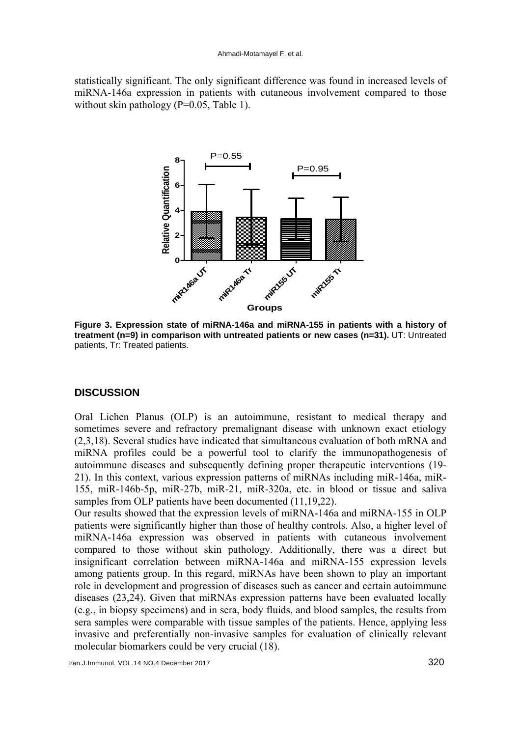statistically significant. The only significant difference was found in increased levels of miRNA-146a expression in patients with cutaneous involvement compared to those without skin pathology (P=0.05, Table 1).

**Figure 3. Expression state of miRNA-146a and miRNA-155 in patients with a history of treatment (n=9) in comparison with untreated patients or new cases (n=31).** UT: Untreated patients, Tr: Treated patients.

## DISCUSSION

Oral Lichen Planus (OLP) is an autoimmune, resistant to medical therapy and sometimes severe and refractory premalignant disease with unknown exact etiology (2,3,18). Several studies have indicated that simultaneous evaluation of both mRNA and miRNA profiles could be a powerful tool to clarify the immunopathogenesis of autoimmune diseases and subsequently defining proper therapeutic interventions (19-21). In this context, various expression patterns of miRNAs including miR-146a, miR-155, miR-146b-5p, miR-27b, miR-21, miR-320a, etc. in blood or tissue and saliva samples from OLP patients have been documented (11,19,22).

Our results showed that the expression levels of miRNA-146a and miRNA-155 in OLP patients were significantly higher than those of healthy controls. Also, a higher level of miRNA-146a expression was observed in patients with cutaneous involvement compared to those without skin pathology. Additionally, there was a direct but insignificant correlation between miRNA-146a and miRNA-155 expression levels among patients group. In this regard, miRNAs have been shown to play an important role in development and progression of diseases such as cancer and certain autoimmune diseases (23,24). Given that miRNAs expression patterns have been evaluated locally (e.g., in biopsy specimens) and in sera, body fluids, and blood samples, the results from sera samples were comparable with tissue samples of the patients. Hence, applying less invasive and preferentially non-invasive samples for evaluation of clinically relevant molecular biomarkers could be very crucial (18).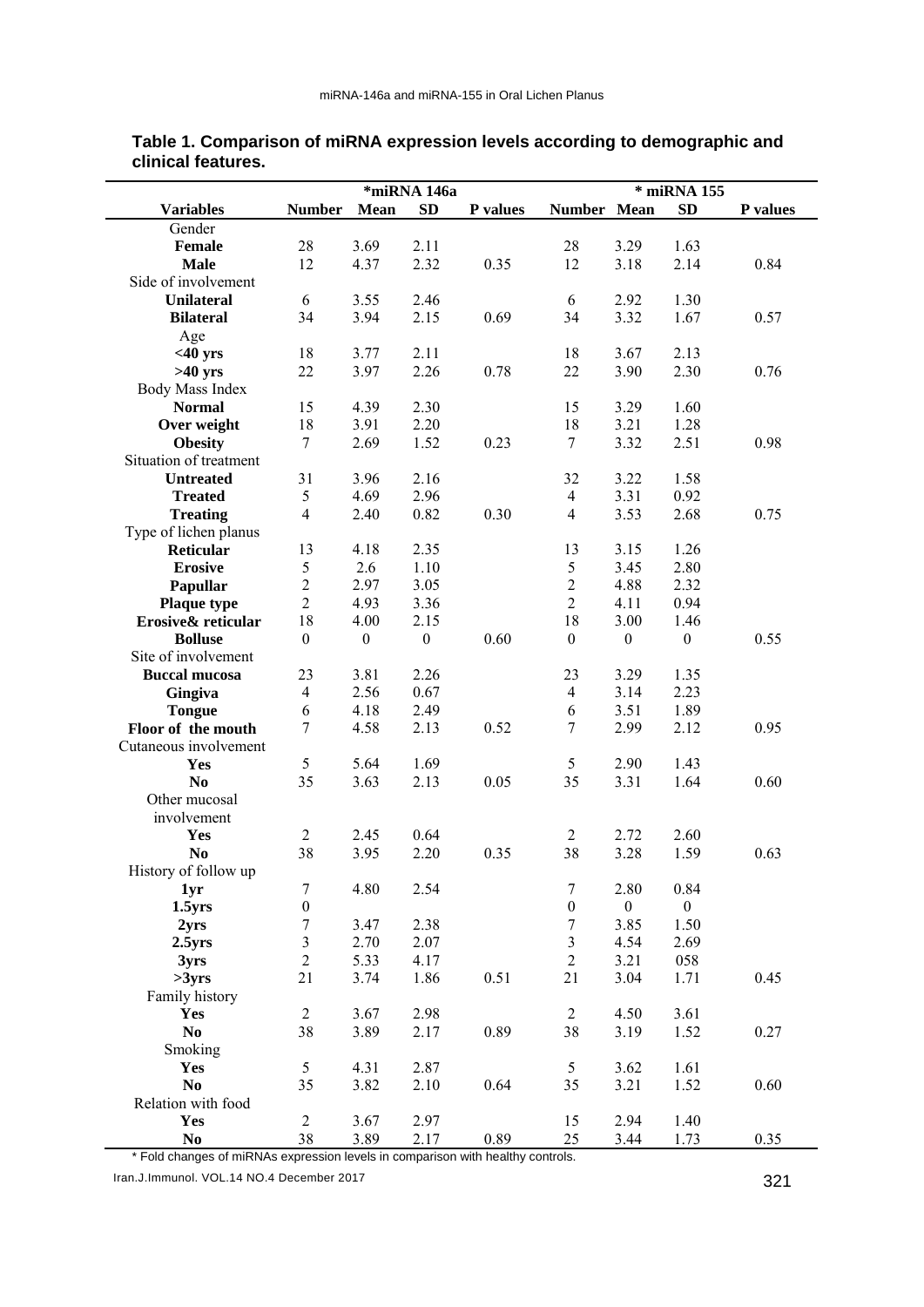**Table 1. Comparison of miRNA expression levels according to demographic and clinical features.**

| | *miRNA 146a | | | | * miRNA 155 | | | |
|---|---|---|---|---|---|---|---|---|
| **Variables** | **Number** | **Mean** | **SD** | **P values** | **Number** | **Mean** | **SD** | **P values** |
| Gender | | | | | | | | |
| **Female** | 28 | 3.69 | 2.11 | | 28 | 3.29 | 1.63 | |
| **Male** | 12 | 4.37 | 2.32 | 0.35 | 12 | 3.18 | 2.14 | 0.84 |
| Side of involvement | | | | | | | | |
| **Unilateral** | 6 | 3.55 | 2.46 | | 6 | 2.92 | 1.30 | |
| **Bilateral** | 34 | 3.94 | 2.15 | 0.69 | 34 | 3.32 | 1.67 | 0.57 |
| Age | | | | | | | | |
| **<40 yrs** | 18 | 3.77 | 2.11 | | 18 | 3.67 | 2.13 | |
| **>40 yrs** | 22 | 3.97 | 2.26 | 0.78 | 22 | 3.90 | 2.30 | 0.76 |
| Body Mass Index | | | | | | | | |
| **Normal** | 15 | 4.39 | 2.30 | | 15 | 3.29 | 1.60 | |
| **Over weight** | 18 | 3.91 | 2.20 | | 18 | 3.21 | 1.28 | |
| **Obesity** | 7 | 2.69 | 1.52 | 0.23 | 7 | 3.32 | 2.51 | 0.98 |
| Situation of treatment | | | | | | | | |
| **Untreated** | 31 | 3.96 | 2.16 | | 32 | 3.22 | 1.58 | |
| **Treated** | 5 | 4.69 | 2.96 | | 4 | 3.31 | 0.92 | |
| **Treating** | 4 | 2.40 | 0.82 | 0.30 | 4 | 3.53 | 2.68 | 0.75 |
| Type of lichen planus | | | | | | | | |
| **Reticular** | 13 | 4.18 | 2.35 | | 13 | 3.15 | 1.26 | |
| **Erosive** | 5 | 2.6 | 1.10 | | 5 | 3.45 | 2.80 | |
| **Papullar** | 2 | 2.97 | 3.05 | | 2 | 4.88 | 2.32 | |
| **Plaque type** | 2 | 4.93 | 3.36 | | 2 | 4.11 | 0.94 | |
| **Erosive& reticular** | 18 | 4.00 | 2.15 | | 18 | 3.00 | 1.46 | |
| **Bolluse** | 0 | 0 | 0 | 0.60 | 0 | 0 | 0 | 0.55 |
| Site of involvement | | | | | | | | |
| **Buccal mucosa** | 23 | 3.81 | 2.26 | | 23 | 3.29 | 1.35 | |
| **Gingiva** | 4 | 2.56 | 0.67 | | 4 | 3.14 | 2.23 | |
| **Tongue** | 6 | 4.18 | 2.49 | | 6 | 3.51 | 1.89 | |
| **Floor of the mouth** | 7 | 4.58 | 2.13 | 0.52 | 7 | 2.99 | 2.12 | 0.95 |
| Cutaneous involvement | | | | | | | | |
| **Yes** | 5 | 5.64 | 1.69 | | 5 | 2.90 | 1.43 | |
| **No** | 35 | 3.63 | 2.13 | 0.05 | 35 | 3.31 | 1.64 | 0.60 |
| Other mucosal involvement | | | | | | | | |
| **Yes** | 2 | 2.45 | 0.64 | | 2 | 2.72 | 2.60 | |
| **No** | 38 | 3.95 | 2.20 | 0.35 | 38 | 3.28 | 1.59 | 0.63 |
| History of follow up | | | | | | | | |
| **1yr** | 7 | 4.80 | 2.54 | | 7 | 2.80 | 0.84 | |
| **1.5yrs** | 0 | | | | 0 | 0 | 0 | |
| **2yrs** | 7 | 3.47 | 2.38 | | 7 | 3.85 | 1.50 | |
| **2.5yrs** | 3 | 2.70 | 2.07 | | 3 | 4.54 | 2.69 | |
| **3yrs** | 2 | 5.33 | 4.17 | | 2 | 3.21 | 058 | |
| **>3yrs** | 21 | 3.74 | 1.86 | 0.51 | 21 | 3.04 | 1.71 | 0.45 |
| Family history | | | | | | | | |
| **Yes** | 2 | 3.67 | 2.98 | | 2 | 4.50 | 3.61 | |
| **No** | 38 | 3.89 | 2.17 | 0.89 | 38 | 3.19 | 1.52 | 0.27 |
| Smoking | | | | | | | | |
| **Yes** | 5 | 4.31 | 2.87 | | 5 | 3.62 | 1.61 | |
| **No** | 35 | 3.82 | 2.10 | 0.64 | 35 | 3.21 | 1.52 | 0.60 |
| Relation with food | | | | | | | | |
| **Yes** | 2 | 3.67 | 2.97 | | 15 | 2.94 | 1.40 | |
| **No** | 38 | 3.89 | 2.17 | 0.89 | 25 | 3.44 | 1.73 | 0.35 |

\* Fold changes of miRNAs expression levels in comparison with healthy controls.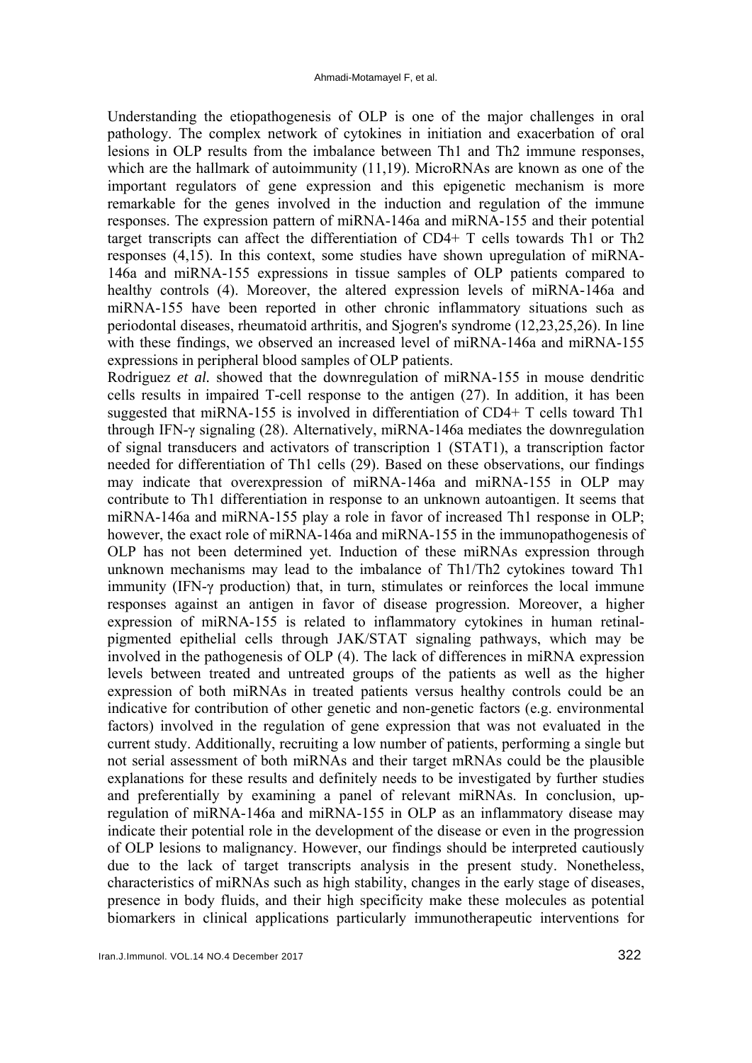Understanding the etiopathogenesis of OLP is one of the major challenges in oral pathology. The complex network of cytokines in initiation and exacerbation of oral lesions in OLP results from the imbalance between Th1 and Th2 immune responses, which are the hallmark of autoimmunity (11,19). MicroRNAs are known as one of the important regulators of gene expression and this epigenetic mechanism is more remarkable for the genes involved in the induction and regulation of the immune responses. The expression pattern of miRNA-146a and miRNA-155 and their potential target transcripts can affect the differentiation of CD4+ T cells towards Th1 or Th2 responses (4,15). In this context, some studies have shown upregulation of miRNA-146a and miRNA-155 expressions in tissue samples of OLP patients compared to healthy controls (4). Moreover, the altered expression levels of miRNA-146a and miRNA-155 have been reported in other chronic inflammatory situations such as periodontal diseases, rheumatoid arthritis, and Sjogren's syndrome (12,23,25,26). In line with these findings, we observed an increased level of miRNA-146a and miRNA-155 expressions in peripheral blood samples of OLP patients.

Rodriguez *et al.* showed that the downregulation of miRNA-155 in mouse dendritic cells results in impaired T-cell response to the antigen (27). In addition, it has been suggested that miRNA-155 is involved in differentiation of CD4+ T cells toward Th1 through IFN-γ signaling (28). Alternatively, miRNA-146a mediates the downregulation of signal transducers and activators of transcription 1 (STAT1), a transcription factor needed for differentiation of Th1 cells (29). Based on these observations, our findings may indicate that overexpression of miRNA-146a and miRNA-155 in OLP may contribute to Th1 differentiation in response to an unknown autoantigen. It seems that miRNA-146a and miRNA-155 play a role in favor of increased Th1 response in OLP; however, the exact role of miRNA-146a and miRNA-155 in the immunopathogenesis of OLP has not been determined yet. Induction of these miRNAs expression through unknown mechanisms may lead to the imbalance of Th1/Th2 cytokines toward Th1 immunity (IFN-γ production) that, in turn, stimulates or reinforces the local immune responses against an antigen in favor of disease progression. Moreover, a higher expression of miRNA-155 is related to inflammatory cytokines in human retinal-pigmented epithelial cells through JAK/STAT signaling pathways, which may be involved in the pathogenesis of OLP (4). The lack of differences in miRNA expression levels between treated and untreated groups of the patients as well as the higher expression of both miRNAs in treated patients versus healthy controls could be an indicative for contribution of other genetic and non-genetic factors (e.g. environmental factors) involved in the regulation of gene expression that was not evaluated in the current study. Additionally, recruiting a low number of patients, performing a single but not serial assessment of both miRNAs and their target mRNAs could be the plausible explanations for these results and definitely needs to be investigated by further studies and preferentially by examining a panel of relevant miRNAs. In conclusion, up-regulation of miRNA-146a and miRNA-155 in OLP as an inflammatory disease may indicate their potential role in the development of the disease or even in the progression of OLP lesions to malignancy. However, our findings should be interpreted cautiously due to the lack of target transcripts analysis in the present study. Nonetheless, characteristics of miRNAs such as high stability, changes in the early stage of diseases, presence in body fluids, and their high specificity make these molecules as potential biomarkers in clinical applications particularly immunotherapeutic interventions for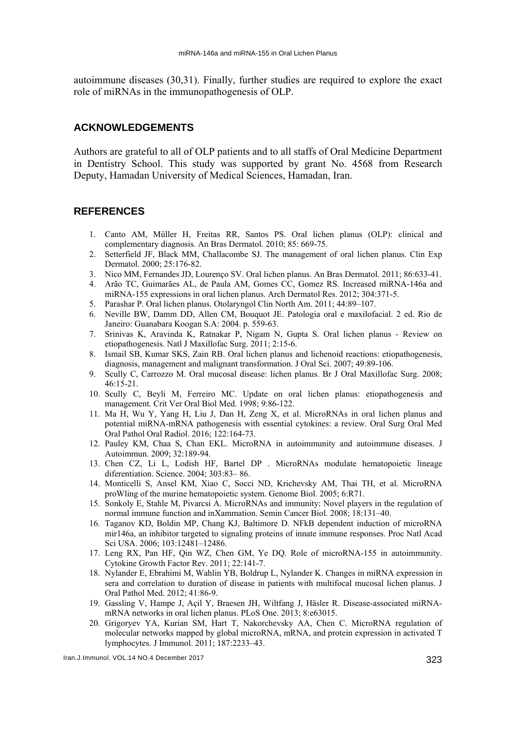autoimmune diseases (30,31). Finally, further studies are required to explore the exact role of miRNAs in the immunopathogenesis of OLP.

## ACKNOWLEDGEMENTS

Authors are grateful to all of OLP patients and to all staffs of Oral Medicine Department in Dentistry School. This study was supported by grant No. 4568 from Research Deputy, Hamadan University of Medical Sciences, Hamadan, Iran.

## REFERENCES

1. Canto AM, Müller H, Freitas RR, Santos PS. Oral lichen planus (OLP): clinical and complementary diagnosis. An Bras Dermatol. 2010; 85: 669-75.
2. Setterfield JF, Black MM, Challacombe SJ. The management of oral lichen planus. Clin Exp Dermatol. 2000; 25:176-82.
3. Nico MM, Fernandes JD, Lourenço SV. Oral lichen planus. An Bras Dermatol. 2011; 86:633-41.
4. Arão TC, Guimarães AL, de Paula AM, Gomes CC, Gomez RS. Increased miRNA-146a and miRNA-155 expressions in oral lichen planus. Arch Dermatol Res. 2012; 304:371-5.
5. Parashar P. Oral lichen planus. Otolaryngol Clin North Am. 2011; 44:89–107.
6. Neville BW, Damm DD, Allen CM, Bouquot JE. Patologia oral e maxilofacial. 2 ed. Rio de Janeiro: Guanabara Koogan S.A: 2004. p. 559-63.
7. Srinivas K, Aravinda K, Ratnakar P, Nigam N, Gupta S. Oral lichen planus - Review on etiopathogenesis. Natl J Maxillofac Surg. 2011; 2:15-6.
8. Ismail SB, Kumar SKS, Zain RB. Oral lichen planus and lichenoid reactions: etiopathogenesis, diagnosis, management and malignant transformation. J Oral Sci. 2007; 49:89-106.
9. Scully C, Carrozzo M. Oral mucosal disease: lichen planus. Br J Oral Maxillofac Surg. 2008; 46:15-21.
10. Scully C, Beyli M, Ferreiro MC. Update on oral lichen planus: etiopathogenesis and management. Crit Ver Oral Biol Med. 1998; 9:86-122.
11. Ma H, Wu Y, Yang H, Liu J, Dan H, Zeng X, et al. MicroRNAs in oral lichen planus and potential miRNA-mRNA pathogenesis with essential cytokines: a review. Oral Surg Oral Med Oral Pathol Oral Radiol. 2016; 122:164-73.
12. Pauley KM, Chaa S, Chan EKL. MicroRNA in autoimmunity and autoimmune diseases. J Autoimmun. 2009; 32:189-94.
13. Chen CZ, Li L, Lodish HF, Bartel DP . MicroRNAs modulate hematopoietic lineage diferentiation. Science. 2004; 303:83– 86.
14. Monticelli S, Ansel KM, Xiao C, Socci ND, Krichevsky AM, Thai TH, et al. MicroRNA proWling of the murine hematopoietic system. Genome Biol. 2005; 6:R71.
15. Sonkoly E, Stahle M, Pivarcsi A. MicroRNAs and immunity: Novel players in the regulation of normal immune function and inXammation. Semin Cancer Biol. 2008; 18:131–40.
16. Taganov KD, Boldin MP, Chang KJ, Baltimore D. NFkB dependent induction of microRNA mir146a, an inhibitor targeted to signaling proteins of innate immune responses. Proc Natl Acad Sci USA. 2006; 103:12481–12486.
17. Leng RX, Pan HF, Qin WZ, Chen GM, Ye DQ. Role of microRNA-155 in autoimmunity. Cytokine Growth Factor Rev. 2011; 22:141-7.
18. Nylander E, Ebrahimi M, Wahlin YB, Boldrup L, Nylander K. Changes in miRNA expression in sera and correlation to duration of disease in patients with multifocal mucosal lichen planus. J Oral Pathol Med. 2012; 41:86-9.
19. Gassling V, Hampe J, Açil Y, Braesen JH, Wiltfang J, Häsler R. Disease-associated miRNA-mRNA networks in oral lichen planus. PLoS One. 2013; 8:e63015.
20. Grigoryev YA, Kurian SM, Hart T, Nakorchevsky AA, Chen C. MicroRNA regulation of molecular networks mapped by global microRNA, mRNA, and protein expression in activated T lymphocytes. J Immunol. 2011; 187:2233–43.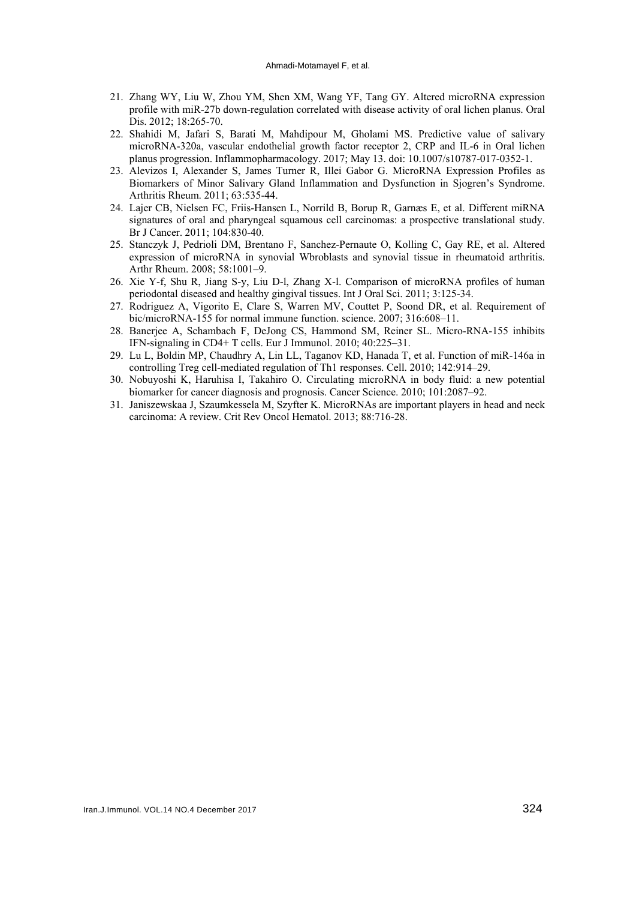21. Zhang WY, Liu W, Zhou YM, Shen XM, Wang YF, Tang GY. Altered microRNA expression profile with miR-27b down-regulation correlated with disease activity of oral lichen planus. Oral Dis. 2012; 18:265-70.
22. Shahidi M, Jafari S, Barati M, Mahdipour M, Gholami MS. Predictive value of salivary microRNA-320a, vascular endothelial growth factor receptor 2, CRP and IL-6 in Oral lichen planus progression. Inflammopharmacology. 2017; May 13. doi: 10.1007/s10787-017-0352-1.
23. Alevizos I, Alexander S, James Turner R, Illei Gabor G. MicroRNA Expression Profiles as Biomarkers of Minor Salivary Gland Inflammation and Dysfunction in Sjogren's Syndrome. Arthritis Rheum. 2011; 63:535-44.
24. Lajer CB, Nielsen FC, Friis-Hansen L, Norrild B, Borup R, Garnæs E, et al. Different miRNA signatures of oral and pharyngeal squamous cell carcinomas: a prospective translational study. Br J Cancer. 2011; 104:830-40.
25. Stanczyk J, Pedrioli DM, Brentano F, Sanchez-Pernaute O, Kolling C, Gay RE, et al. Altered expression of microRNA in synovial Wbroblasts and synovial tissue in rheumatoid arthritis. Arthr Rheum. 2008; 58:1001–9.
26. Xie Y-f, Shu R, Jiang S-y, Liu D-l, Zhang X-l. Comparison of microRNA profiles of human periodontal diseased and healthy gingival tissues. Int J Oral Sci. 2011; 3:125-34.
27. Rodriguez A, Vigorito E, Clare S, Warren MV, Couttet P, Soond DR, et al. Requirement of bic/microRNA-155 for normal immune function. science. 2007; 316:608–11.
28. Banerjee A, Schambach F, DeJong CS, Hammond SM, Reiner SL. Micro-RNA-155 inhibits IFN-signaling in CD4+ T cells. Eur J Immunol. 2010; 40:225–31.
29. Lu L, Boldin MP, Chaudhry A, Lin LL, Taganov KD, Hanada T, et al. Function of miR-146a in controlling Treg cell-mediated regulation of Th1 responses. Cell. 2010; 142:914–29.
30. Nobuyoshi K, Haruhisa I, Takahiro O. Circulating microRNA in body fluid: a new potential biomarker for cancer diagnosis and prognosis. Cancer Science. 2010; 101:2087–92.
31. Janiszewskaa J, Szaumkessela M, Szyfter K. MicroRNAs are important players in head and neck carcinoma: A review. Crit Rev Oncol Hematol. 2013; 88:716-28.